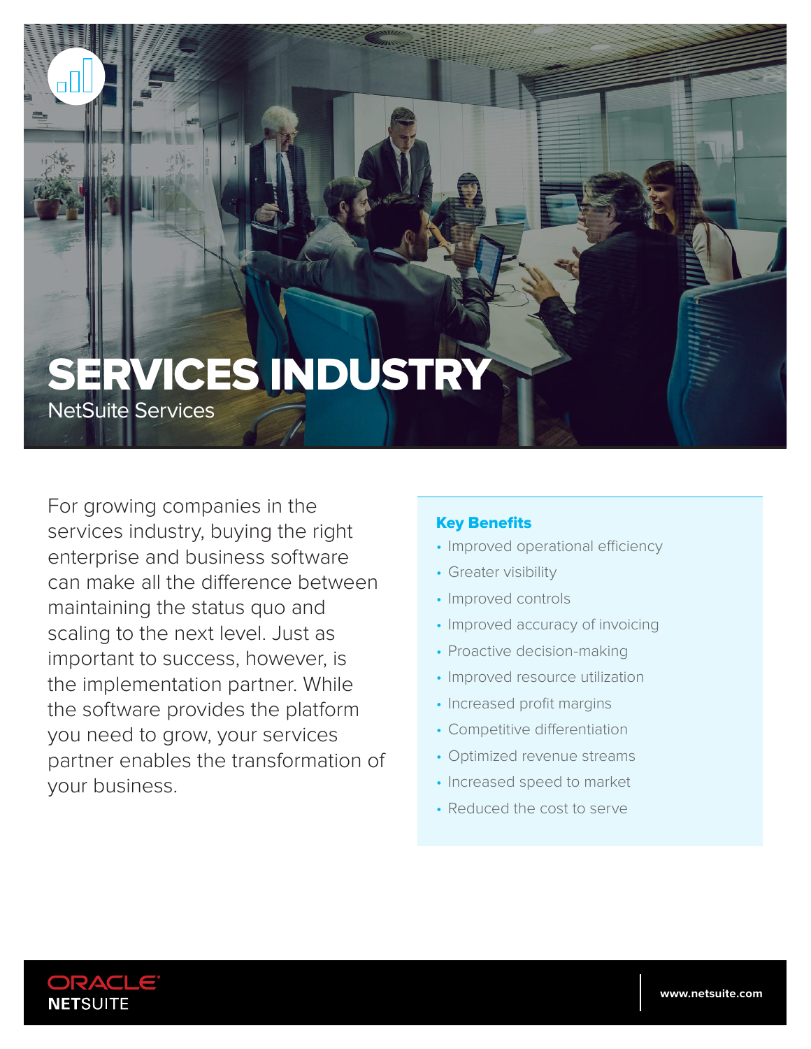# SERVICES INDUSTRY

NetSuite Services

For growing companies in the services industry, buying the right enterprise and business software can make all the difference between maintaining the status quo and scaling to the next level. Just as important to success, however, is the implementation partner. While the software provides the platform you need to grow, your services partner enables the transformation of your business.

## Key Benefits

- Improved operational efficiency
- Greater visibility
- Improved controls
- Improved accuracy of invoicing
- Proactive decision-making
- Improved resource utilization
- Increased profit margins
- Competitive differentiation
- Optimized revenue streams
- Increased speed to market
- Reduced the cost to serve

ORACLE NETSUITE

www.netsuite.com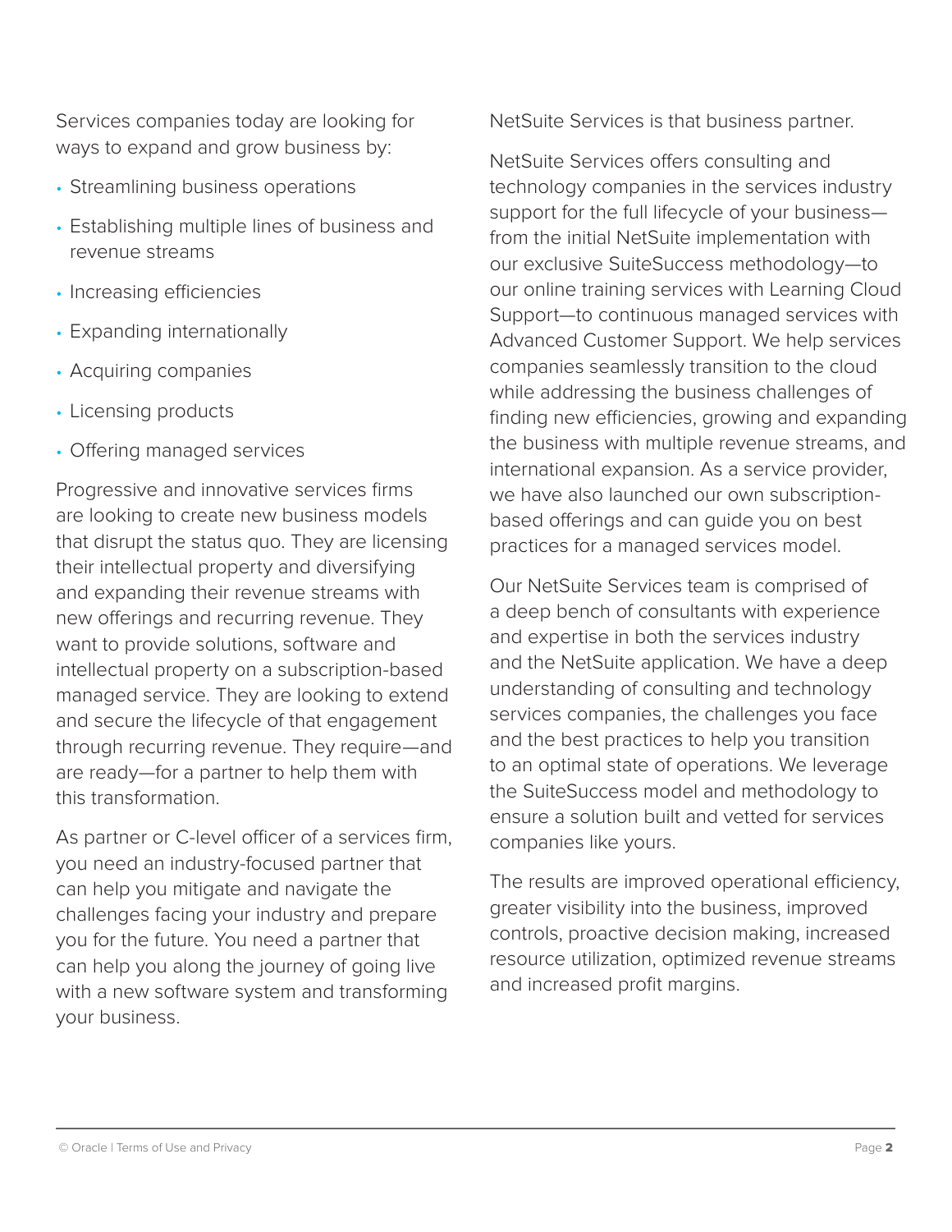Services companies today are looking for ways to expand and grow business by:

- Streamlining business operations
- Establishing multiple lines of business and revenue streams
- Increasing efficiencies
- Expanding internationally
- Acquiring companies
- Licensing products
- Offering managed services

Progressive and innovative services firms are looking to create new business models that disrupt the status quo. They are licensing their intellectual property and diversifying and expanding their revenue streams with new offerings and recurring revenue. They want to provide solutions, software and intellectual property on a subscription-based managed service. They are looking to extend and secure the lifecycle of that engagement through recurring revenue. They require—and are ready—for a partner to help them with this transformation.

As partner or C-level officer of a services firm, you need an industry-focused partner that can help you mitigate and navigate the challenges facing your industry and prepare you for the future. You need a partner that can help you along the journey of going live with a new software system and transforming your business.

NetSuite Services is that business partner.

NetSuite Services offers consulting and technology companies in the services industry support for the full lifecycle of your business—from the initial NetSuite implementation with our exclusive SuiteSuccess methodology—to our online training services with Learning Cloud Support—to continuous managed services with Advanced Customer Support. We help services companies seamlessly transition to the cloud while addressing the business challenges of finding new efficiencies, growing and expanding the business with multiple revenue streams, and international expansion. As a service provider, we have also launched our own subscription-based offerings and can guide you on best practices for a managed services model.

Our NetSuite Services team is comprised of a deep bench of consultants with experience and expertise in both the services industry and the NetSuite application. We have a deep understanding of consulting and technology services companies, the challenges you face and the best practices to help you transition to an optimal state of operations. We leverage the SuiteSuccess model and methodology to ensure a solution built and vetted for services companies like yours.

The results are improved operational efficiency, greater visibility into the business, improved controls, proactive decision making, increased resource utilization, optimized revenue streams and increased profit margins.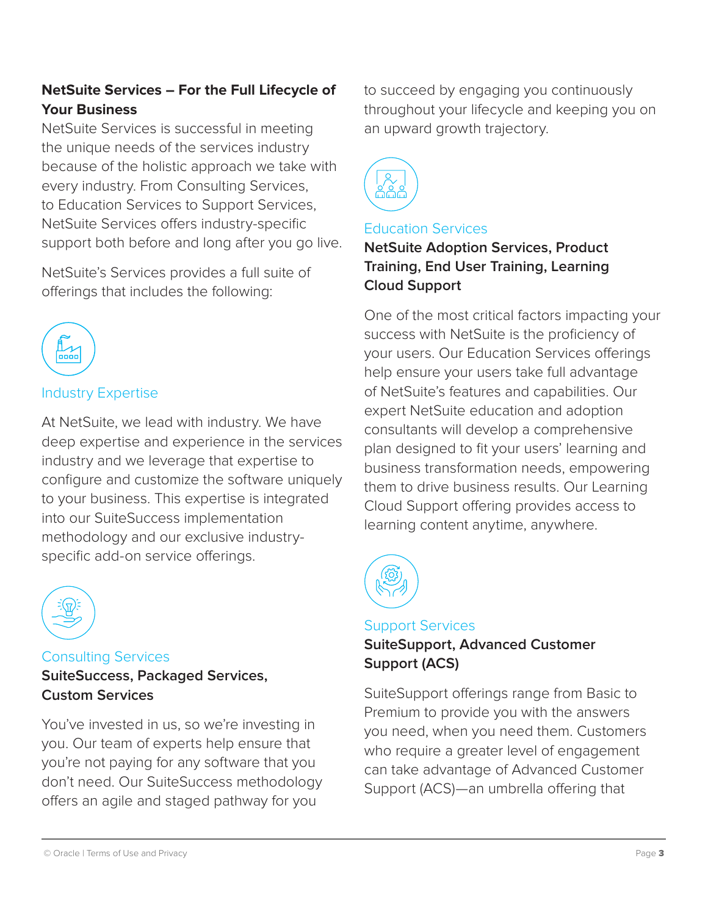**NetSuite Services – For the Full Lifecycle of Your Business**

NetSuite Services is successful in meeting the unique needs of the services industry because of the holistic approach we take with every industry. From Consulting Services, to Education Services to Support Services, NetSuite Services offers industry-specific support both before and long after you go live.

NetSuite's Services provides a full suite of offerings that includes the following:

### Industry Expertise

At NetSuite, we lead with industry. We have deep expertise and experience in the services industry and we leverage that expertise to configure and customize the software uniquely to your business. This expertise is integrated into our SuiteSuccess implementation methodology and our exclusive industry-specific add-on service offerings.

### Consulting Services

**SuiteSuccess, Packaged Services, Custom Services**

You've invested in us, so we're investing in you. Our team of experts help ensure that you're not paying for any software that you don't need. Our SuiteSuccess methodology offers an agile and staged pathway for you to succeed by engaging you continuously throughout your lifecycle and keeping you on an upward growth trajectory.

### Education Services

**NetSuite Adoption Services, Product Training, End User Training, Learning Cloud Support**

One of the most critical factors impacting your success with NetSuite is the proficiency of your users. Our Education Services offerings help ensure your users take full advantage of NetSuite's features and capabilities. Our expert NetSuite education and adoption consultants will develop a comprehensive plan designed to fit your users' learning and business transformation needs, empowering them to drive business results. Our Learning Cloud Support offering provides access to learning content anytime, anywhere.

### Support Services

**SuiteSupport, Advanced Customer Support (ACS)**

SuiteSupport offerings range from Basic to Premium to provide you with the answers you need, when you need them. Customers who require a greater level of engagement can take advantage of Advanced Customer Support (ACS)—an umbrella offering that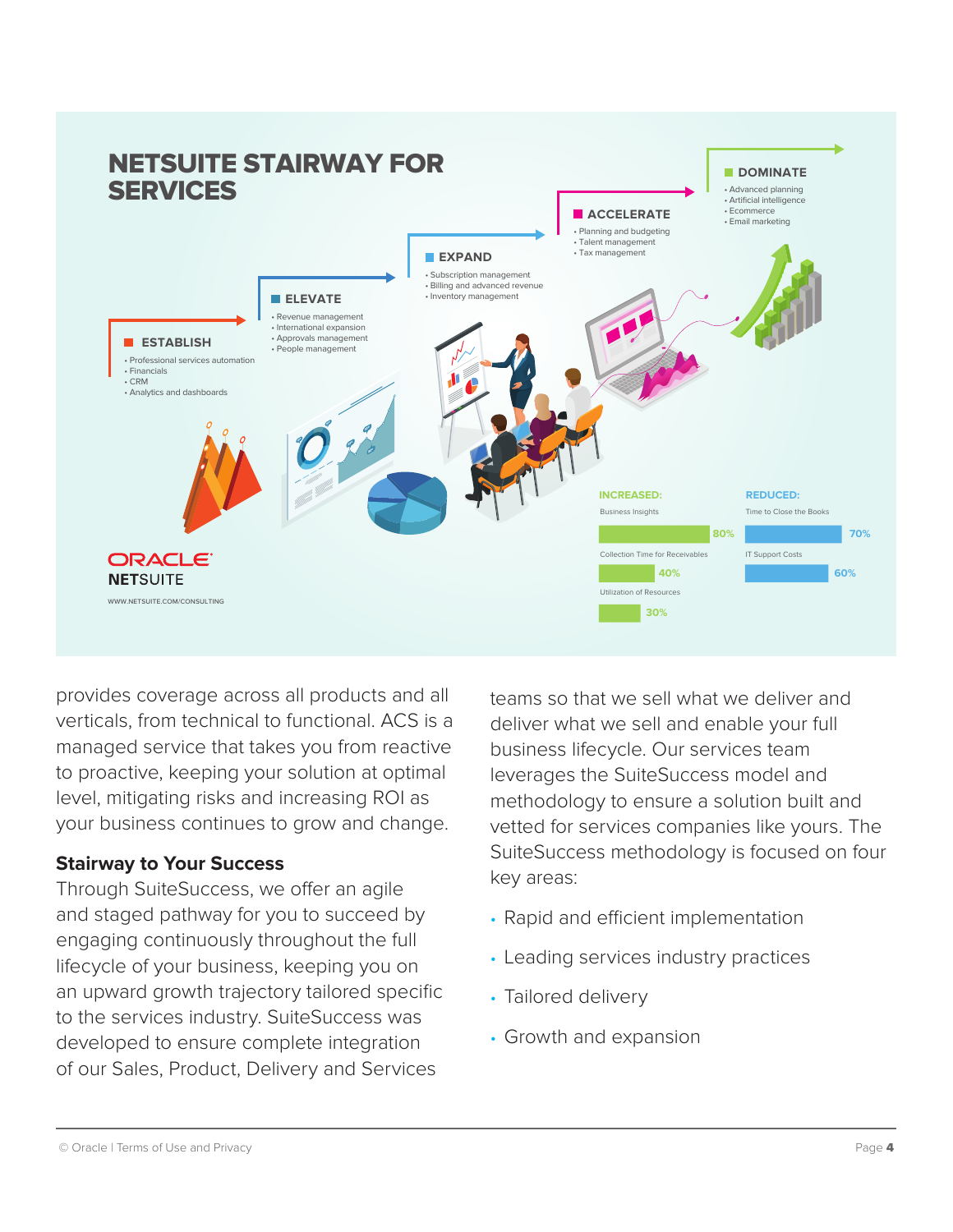# NETSUITE STAIRWAY FOR SERVICES

**ESTABLISH**
- Professional services automation
- Financials
- CRM
- Analytics and dashboards

**ELEVATE**
- Revenue management
- International expansion
- Approvals management
- People management

**EXPAND**
- Subscription management
- Billing and advanced revenue
- Inventory management

**ACCELERATE**
- Planning and budgeting
- Talent management
- Tax management

**DOMINATE**
- Advanced planning
- Artificial intelligence
- Ecommerce
- Email marketing

**INCREASED:**
- Business Insights 80%
- Collection Time for Receivables 40%
- Utilization of Resources 30%

**REDUCED:**
- Time to Close the Books 70%
- IT Support Costs 60%

ORACLE NETSUITE

WWW.NETSUITE.COM/CONSULTING

provides coverage across all products and all verticals, from technical to functional. ACS is a managed service that takes you from reactive to proactive, keeping your solution at optimal level, mitigating risks and increasing ROI as your business continues to grow and change.

### Stairway to Your Success

Through SuiteSuccess, we offer an agile and staged pathway for you to succeed by engaging continuously throughout the full lifecycle of your business, keeping you on an upward growth trajectory tailored specific to the services industry. SuiteSuccess was developed to ensure complete integration of our Sales, Product, Delivery and Services teams so that we sell what we deliver and deliver what we sell and enable your full business lifecycle. Our services team leverages the SuiteSuccess model and methodology to ensure a solution built and vetted for services companies like yours. The SuiteSuccess methodology is focused on four key areas:

- Rapid and efficient implementation
- Leading services industry practices
- Tailored delivery
- Growth and expansion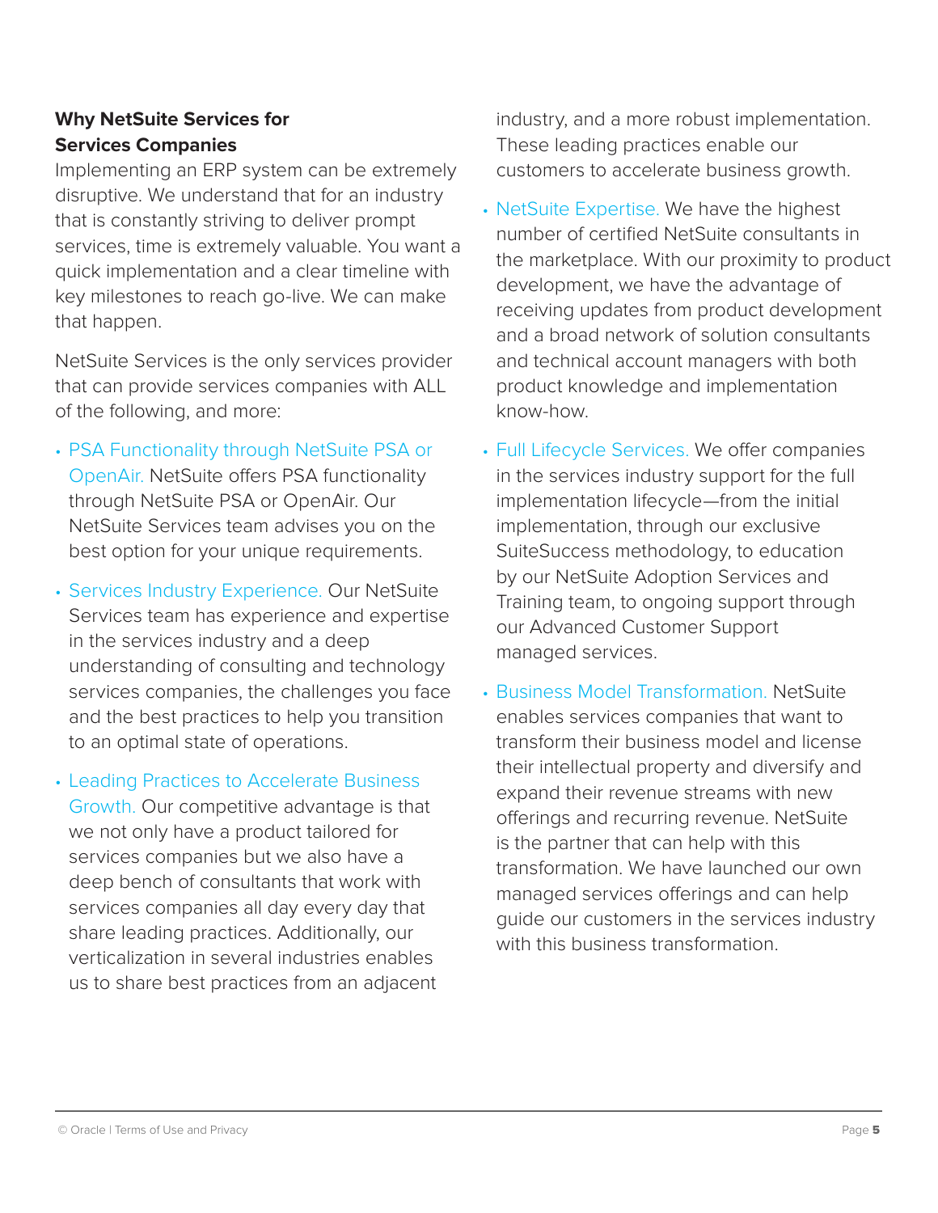**Why NetSuite Services for Services Companies**

Implementing an ERP system can be extremely disruptive. We understand that for an industry that is constantly striving to deliver prompt services, time is extremely valuable. You want a quick implementation and a clear timeline with key milestones to reach go-live. We can make that happen.

NetSuite Services is the only services provider that can provide services companies with ALL of the following, and more:

- PSA Functionality through NetSuite PSA or OpenAir. NetSuite offers PSA functionality through NetSuite PSA or OpenAir. Our NetSuite Services team advises you on the best option for your unique requirements.
- Services Industry Experience. Our NetSuite Services team has experience and expertise in the services industry and a deep understanding of consulting and technology services companies, the challenges you face and the best practices to help you transition to an optimal state of operations.
- Leading Practices to Accelerate Business Growth. Our competitive advantage is that we not only have a product tailored for services companies but we also have a deep bench of consultants that work with services companies all day every day that share leading practices. Additionally, our verticalization in several industries enables us to share best practices from an adjacent industry, and a more robust implementation. These leading practices enable our customers to accelerate business growth.
- NetSuite Expertise. We have the highest number of certified NetSuite consultants in the marketplace. With our proximity to product development, we have the advantage of receiving updates from product development and a broad network of solution consultants and technical account managers with both product knowledge and implementation know-how.
- Full Lifecycle Services. We offer companies in the services industry support for the full implementation lifecycle—from the initial implementation, through our exclusive SuiteSuccess methodology, to education by our NetSuite Adoption Services and Training team, to ongoing support through our Advanced Customer Support managed services.
- Business Model Transformation. NetSuite enables services companies that want to transform their business model and license their intellectual property and diversify and expand their revenue streams with new offerings and recurring revenue. NetSuite is the partner that can help with this transformation. We have launched our own managed services offerings and can help guide our customers in the services industry with this business transformation.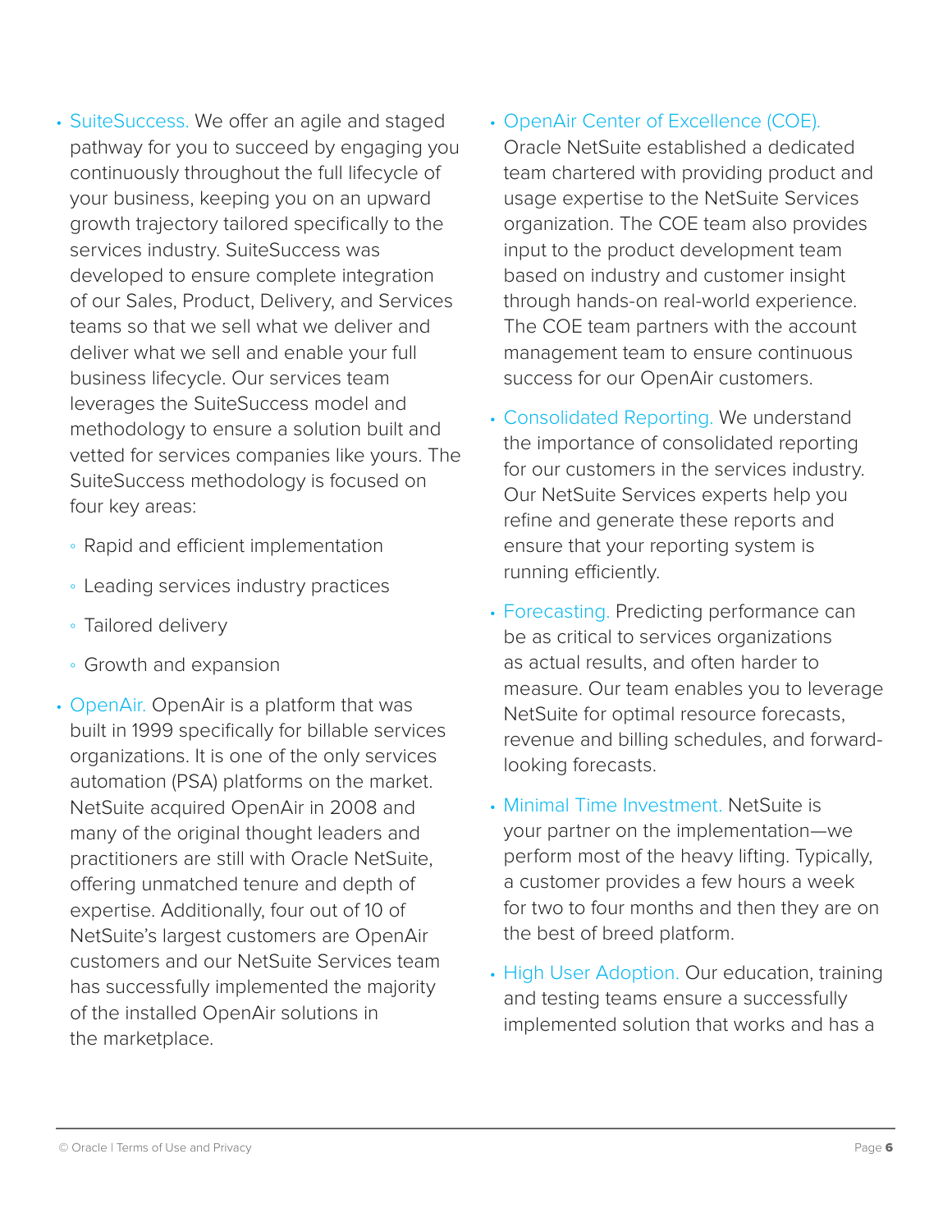- SuiteSuccess. We offer an agile and staged pathway for you to succeed by engaging you continuously throughout the full lifecycle of your business, keeping you on an upward growth trajectory tailored specifically to the services industry. SuiteSuccess was developed to ensure complete integration of our Sales, Product, Delivery, and Services teams so that we sell what we deliver and deliver what we sell and enable your full business lifecycle. Our services team leverages the SuiteSuccess model and methodology to ensure a solution built and vetted for services companies like yours. The SuiteSuccess methodology is focused on four key areas:
  - Rapid and efficient implementation
  - Leading services industry practices
  - Tailored delivery
  - Growth and expansion
- OpenAir. OpenAir is a platform that was built in 1999 specifically for billable services organizations. It is one of the only services automation (PSA) platforms on the market. NetSuite acquired OpenAir in 2008 and many of the original thought leaders and practitioners are still with Oracle NetSuite, offering unmatched tenure and depth of expertise. Additionally, four out of 10 of NetSuite's largest customers are OpenAir customers and our NetSuite Services team has successfully implemented the majority of the installed OpenAir solutions in the marketplace.
- OpenAir Center of Excellence (COE). Oracle NetSuite established a dedicated team chartered with providing product and usage expertise to the NetSuite Services organization. The COE team also provides input to the product development team based on industry and customer insight through hands-on real-world experience. The COE team partners with the account management team to ensure continuous success for our OpenAir customers.
- Consolidated Reporting. We understand the importance of consolidated reporting for our customers in the services industry. Our NetSuite Services experts help you refine and generate these reports and ensure that your reporting system is running efficiently.
- Forecasting. Predicting performance can be as critical to services organizations as actual results, and often harder to measure. Our team enables you to leverage NetSuite for optimal resource forecasts, revenue and billing schedules, and forward-looking forecasts.
- Minimal Time Investment. NetSuite is your partner on the implementation—we perform most of the heavy lifting. Typically, a customer provides a few hours a week for two to four months and then they are on the best of breed platform.
- High User Adoption. Our education, training and testing teams ensure a successfully implemented solution that works and has a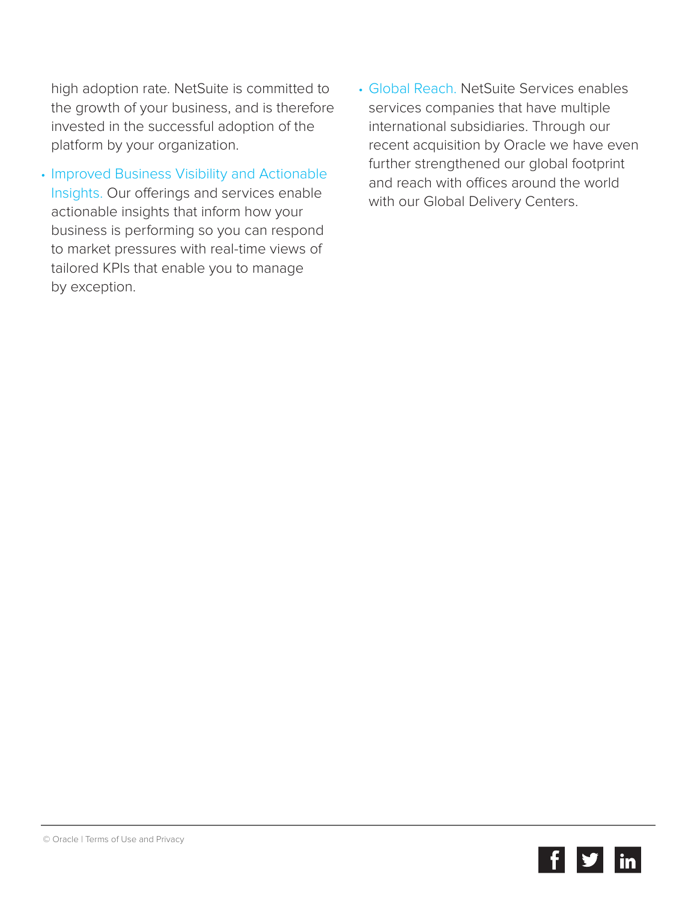high adoption rate. NetSuite is committed to the growth of your business, and is therefore invested in the successful adoption of the platform by your organization.

- Improved Business Visibility and Actionable Insights. Our offerings and services enable actionable insights that inform how your business is performing so you can respond to market pressures with real-time views of tailored KPIs that enable you to manage by exception.
- Global Reach. NetSuite Services enables services companies that have multiple international subsidiaries. Through our recent acquisition by Oracle we have even further strengthened our global footprint and reach with offices around the world with our Global Delivery Centers.